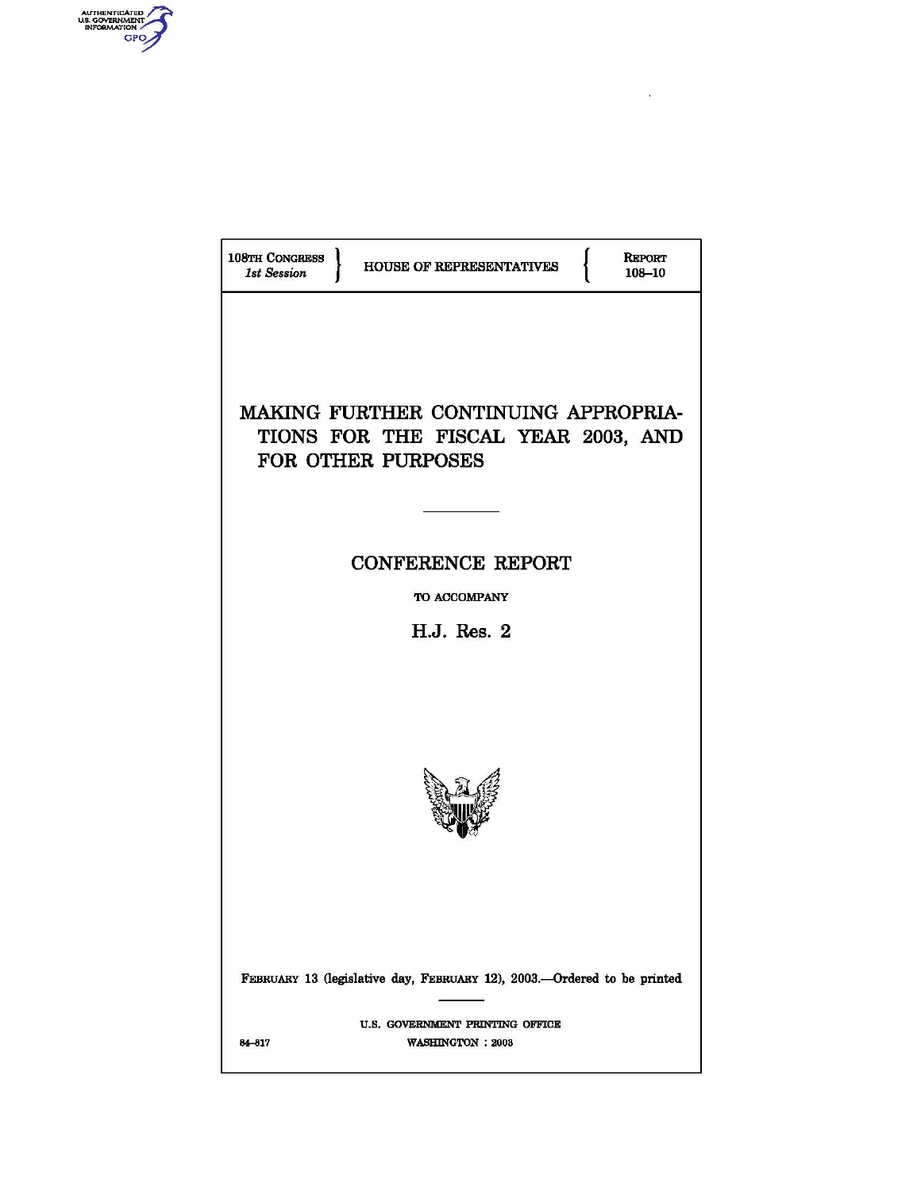108TH CONGRESS
*1st Session*

HOUSE OF REPRESENTATIVES

REPORT
108–10

# MAKING FURTHER CONTINUING APPROPRIATIONS FOR THE FISCAL YEAR 2003, AND FOR OTHER PURPOSES

## CONFERENCE REPORT

TO ACCOMPANY

## H.J. Res. 2

FEBRUARY 13 (legislative day, FEBRUARY 12), 2003.—Ordered to be printed

U.S. GOVERNMENT PRINTING OFFICE
84–817 WASHINGTON : 2003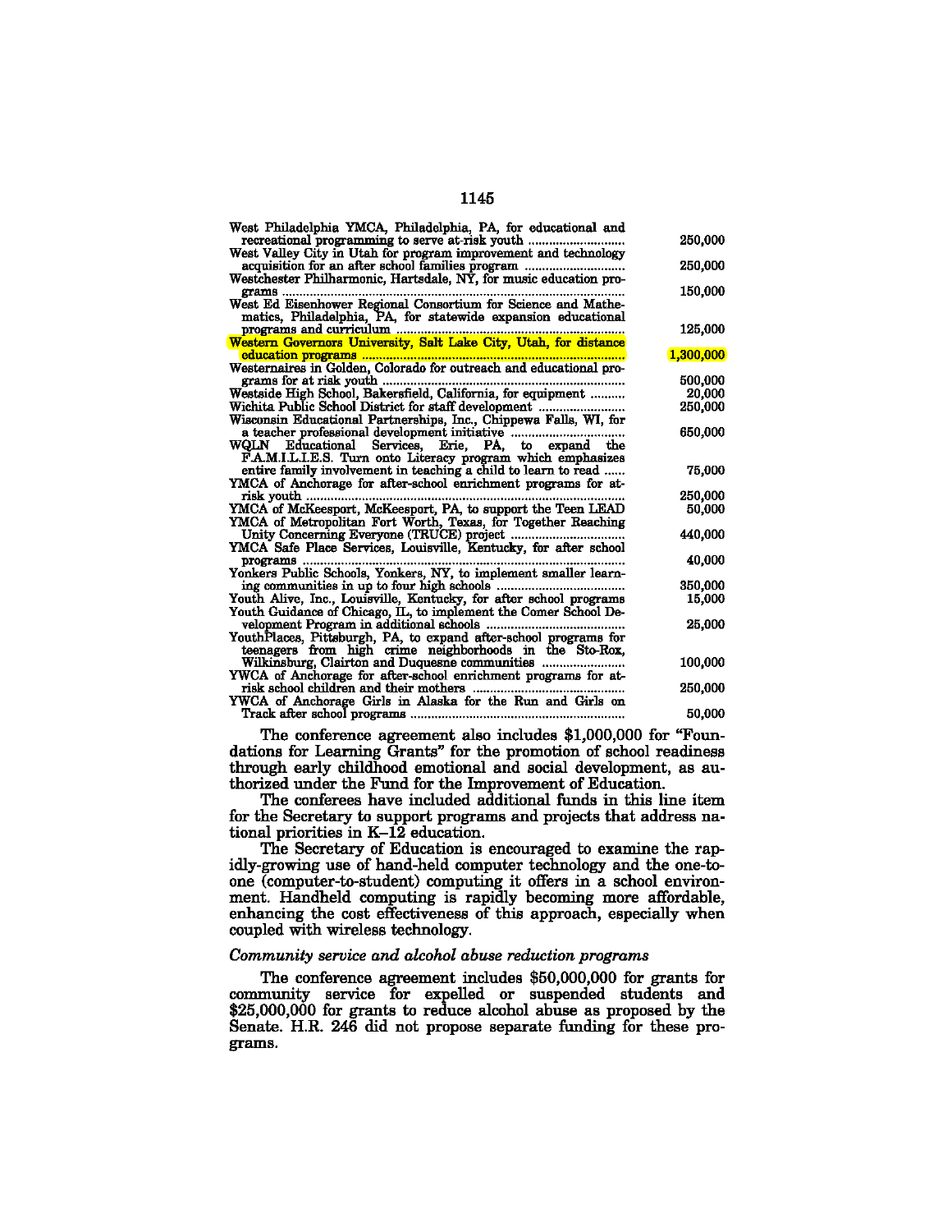| | |
|---|---|
| West Philadelphia YMCA, Philadelphia, PA, for educational and recreational programming to serve at-risk youth | 250,000 |
| West Valley City in Utah for program improvement and technology acquisition for an after school families program | 250,000 |
| Westchester Philharmonic, Hartsdale, NY, for music education programs | 150,000 |
| West Ed Eisenhower Regional Consortium for Science and Mathematics, Philadelphia, PA, for statewide expansion educational programs and curriculum | 125,000 |
| Western Governors University, Salt Lake City, Utah, for distance education programs | 1,300,000 |
| Westernaires in Golden, Colorado for outreach and educational programs for at risk youth | 500,000 |
| Westside High School, Bakersfield, California, for equipment | 20,000 |
| Wichita Public School District for staff development | 250,000 |
| Wisconsin Educational Partnerships, Inc., Chippewa Falls, WI, for a teacher professional development initiative | 650,000 |
| WQLN Educational Services, Erie, PA, to expand the F.A.M.I.L.I.E.S. Turn onto Literacy program which emphasizes entire family involvement in teaching a child to learn to read | 75,000 |
| YMCA of Anchorage for after-school enrichment programs for at-risk youth | 250,000 |
| YMCA of McKeesport, McKeesport, PA, to support the Teen LEAD | 50,000 |
| YMCA of Metropolitan Fort Worth, Texas, for Together Reaching Unity Concerning Everyone (TRUCE) project | 440,000 |
| YMCA Safe Place Services, Louisville, Kentucky, for after school programs | 40,000 |
| Yonkers Public Schools, Yonkers, NY, to implement smaller learning communities in up to four high schools | 350,000 |
| Youth Alive, Inc., Louisville, Kentucky, for after school programs | 15,000 |
| Youth Guidance of Chicago, IL, to implement the Comer School Development Program in additional schools | 25,000 |
| YouthPlaces, Pittsburgh, PA, to expand after-school programs for teenagers from high crime neighborhoods in the Sto-Rox, Wilkinsburg, Clairton and Duquesne communities | 100,000 |
| YWCA of Anchorage for after-school enrichment programs for at-risk school children and their mothers | 250,000 |
| YWCA of Anchorage Girls in Alaska for the Run and Girls on Track after school programs | 50,000 |

The conference agreement also includes $1,000,000 for "Foundations for Learning Grants" for the promotion of school readiness through early childhood emotional and social development, as authorized under the Fund for the Improvement of Education.

The conferees have included additional funds in this line item for the Secretary to support programs and projects that address national priorities in K–12 education.

The Secretary of Education is encouraged to examine the rapidly-growing use of hand-held computer technology and the one-to-one (computer-to-student) computing it offers in a school environment. Handheld computing is rapidly becoming more affordable, enhancing the cost effectiveness of this approach, especially when coupled with wireless technology.

*Community service and alcohol abuse reduction programs*

The conference agreement includes $50,000,000 for grants for community service for expelled or suspended students and $25,000,000 for grants to reduce alcohol abuse as proposed by the Senate. H.R. 246 did not propose separate funding for these programs.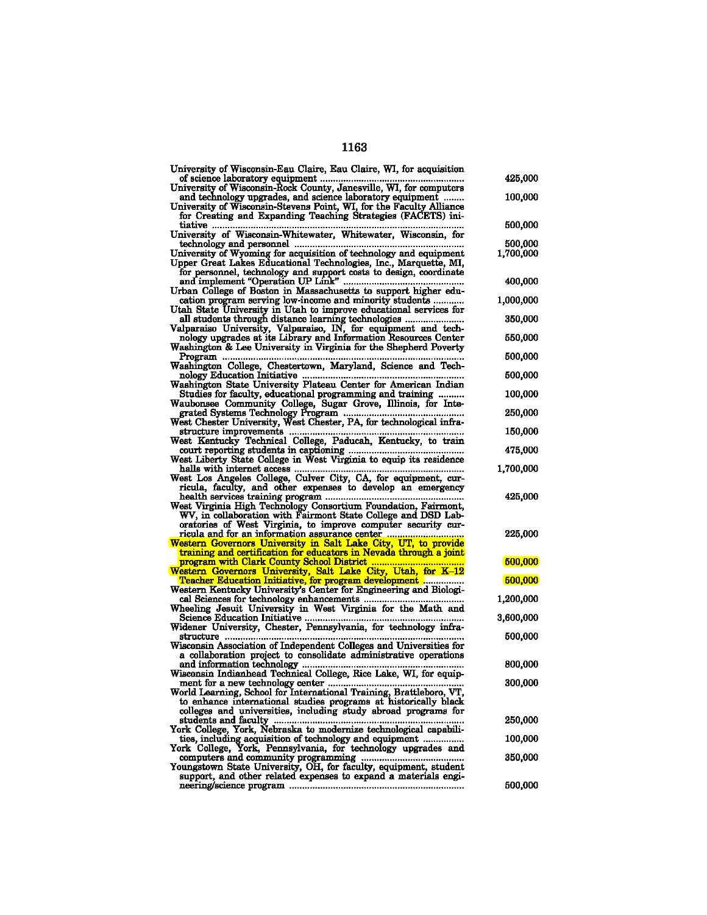| | |
|---|---|
| University of Wisconsin-Eau Claire, Eau Claire, WI, for acquisition of science laboratory equipment | 425,000 |
| University of Wisconsin-Rock County, Janesville, WI, for computers and technology upgrades, and science laboratory equipment | 100,000 |
| University of Wisconsin-Stevens Point, WI, for the Faculty Alliance for Creating and Expanding Teaching Strategies (FACETS) initiative | 500,000 |
| University of Wisconsin-Whitewater, Whitewater, Wisconsin, for technology and personnel | 500,000 |
| University of Wyoming for acquisition of technology and equipment | 1,700,000 |
| Upper Great Lakes Educational Technologies, Inc., Marquette, MI, for personnel, technology and support costs to design, coordinate and implement "Operation UP Link" | 400,000 |
| Urban College of Boston in Massachusetts to support higher education program serving low-income and minority students | 1,000,000 |
| Utah State University in Utah to improve educational services for all students through distance learning technologies | 350,000 |
| Valparaiso University, Valparaiso, IN, for equipment and technology upgrades at its Library and Information Resources Center | 550,000 |
| Washington & Lee University in Virginia for the Shepherd Poverty Program | 500,000 |
| Washington College, Chestertown, Maryland, Science and Technology Education Initiative | 500,000 |
| Washington State University Plateau Center for American Indian Studies for faculty, educational programming and training | 100,000 |
| Waubonsee Community College, Sugar Grove, Illinois, for Integrated Systems Technology Program | 250,000 |
| West Chester University, West Chester, PA, for technological infrastructure improvements | 150,000 |
| West Kentucky Technical College, Paducah, Kentucky, to train court reporting students in captioning | 475,000 |
| West Liberty State College in West Virginia to equip its residence halls with internet access | 1,700,000 |
| West Los Angeles College, Culver City, CA, for equipment, curricula, faculty, and other expenses to develop an emergency health services training program | 425,000 |
| West Virginia High Technology Consortium Foundation, Fairmont, WV, in collaboration with Fairmont State College and DSD Laboratories of West Virginia, to improve computer security curricula and for an information assurance center | 225,000 |
| Western Governors University in Salt Lake City, UT, to provide training and certification for educators in Nevada through a joint program with Clark County School District | 500,000 |
| Western Governors University, Salt Lake City, Utah, for K–12 Teacher Education Initiative, for program development | 500,000 |
| Western Kentucky University's Center for Engineering and Biological Sciences for technology enhancements | 1,200,000 |
| Wheeling Jesuit University in West Virginia for the Math and Science Education Initiative | 3,600,000 |
| Widener University, Chester, Pennsylvania, for technology infrastructure | 500,000 |
| Wisconsin Association of Independent Colleges and Universities for a collaboration project to consolidate administrative operations and information technology | 800,000 |
| Wisconsin Indianhead Technical College, Rice Lake, WI, for equipment for a new technology center | 300,000 |
| World Learning, School for International Training, Brattleboro, VT, to enhance international studies programs at historically black colleges and universities, including study abroad programs for students and faculty | 250,000 |
| York College, York, Nebraska to modernize technological capabilities, including acquisition of technology and equipment | 100,000 |
| York College, York, Pennsylvania, for technology upgrades and computers and community programming | 350,000 |
| Youngstown State University, OH, for faculty, equipment, student support, and other related expenses to expand a materials engineering/science program | 500,000 |